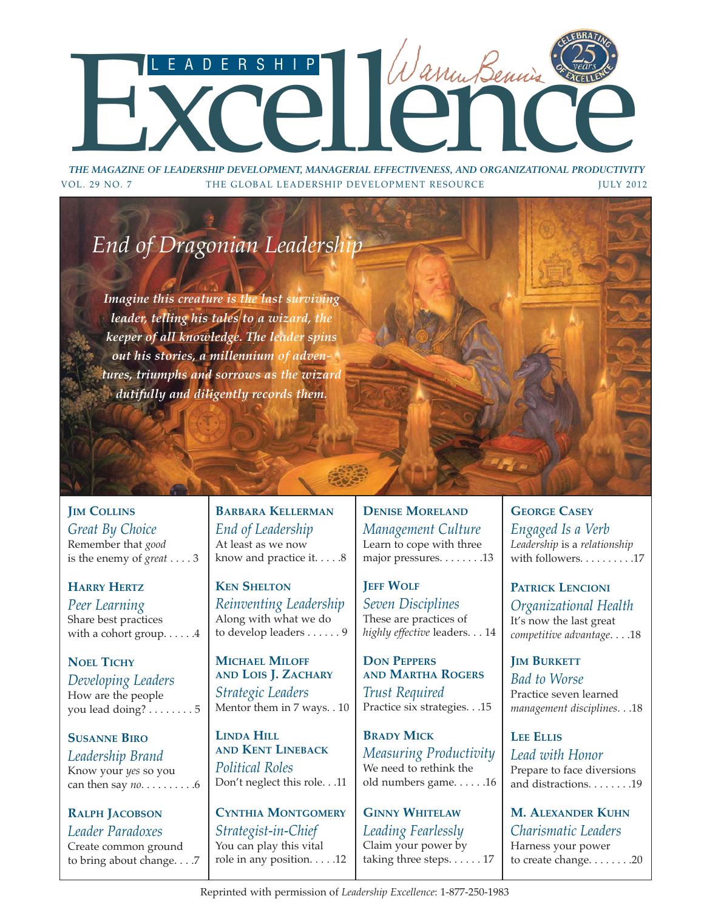# Leadership Excellence

*Warren Bennis*

Celebrating 25 years of Excellence

***THE MAGAZINE OF LEADERSHIP DEVELOPMENT, MANAGERIAL EFFECTIVENESS, AND ORGANIZATIONAL PRODUCTIVITY***

VOL. 29 NO. 7 — THE GLOBAL LEADERSHIP DEVELOPMENT RESOURCE — JULY 2012

## *End of Dragonian Leadership*

***Imagine this creature is the last surviving leader, telling his tales to a wizard, the keeper of all knowledge. The leader spins out his stories, a millennium of adventures, triumphs and sorrows as the wizard dutifully and diligently records them.***

**JIM COLLINS**
*Great By Choice*
Remember that *good* is the enemy of *great* . . . . 3

**HARRY HERTZ**
*Peer Learning*
Share best practices with a cohort group. . . . . .4

**NOEL TICHY**
*Developing Leaders*
How are the people you lead doing? . . . . . . . . 5

**SUSANNE BIRO**
*Leadership Brand*
Know your *yes* so you can then say *no*. . . . . . . . . .6

**RALPH JACOBSON**
*Leader Paradoxes*
Create common ground to bring about change. . . .7

**BARBARA KELLERMAN**
*End of Leadership*
At least as we now know and practice it. . . . .8

**KEN SHELTON**
*Reinventing Leadership*
Along with what we do to develop leaders . . . . . . 9

**MICHAEL MILOFF AND LOIS J. ZACHARY**
*Strategic Leaders*
Mentor them in 7 ways. . 10

**LINDA HILL AND KENT LINEBACK**
*Political Roles*
Don't neglect this role. . .11

**CYNTHIA MONTGOMERY**
*Strategist-in-Chief*
You can play this vital role in any position. . . . .12

**DENISE MORELAND**
*Management Culture*
Learn to cope with three major pressures. . . . . . . .13

**JEFF WOLF**
*Seven Disciplines*
These are practices of *highly effective* leaders. . . 14

**DON PEPPERS AND MARTHA ROGERS**
*Trust Required*
Practice six strategies. . .15

**BRADY MICK**
*Measuring Productivity*
We need to rethink the old numbers game. . . . . .16

**GINNY WHITELAW**
*Leading Fearlessly*
Claim your power by taking three steps. . . . . . 17

**GEORGE CASEY**
*Engaged Is a Verb*
*Leadership* is a *relationship* with followers. . . . . . . . . .17

**PATRICK LENCIONI**
*Organizational Health*
It's now the last great *competitive advantage*. . . .18

**JIM BURKETT**
*Bad to Worse*
Practice seven learned *management disciplines*. . .18

**LEE ELLIS**
*Lead with Honor*
Prepare to face diversions and distractions. . . . . . . .19

**M. ALEXANDER KUHN**
*Charismatic Leaders*
Harness your power to create change. . . . . . . .20

Reprinted with permission of *Leadership Excellence*: 1-877-250-1983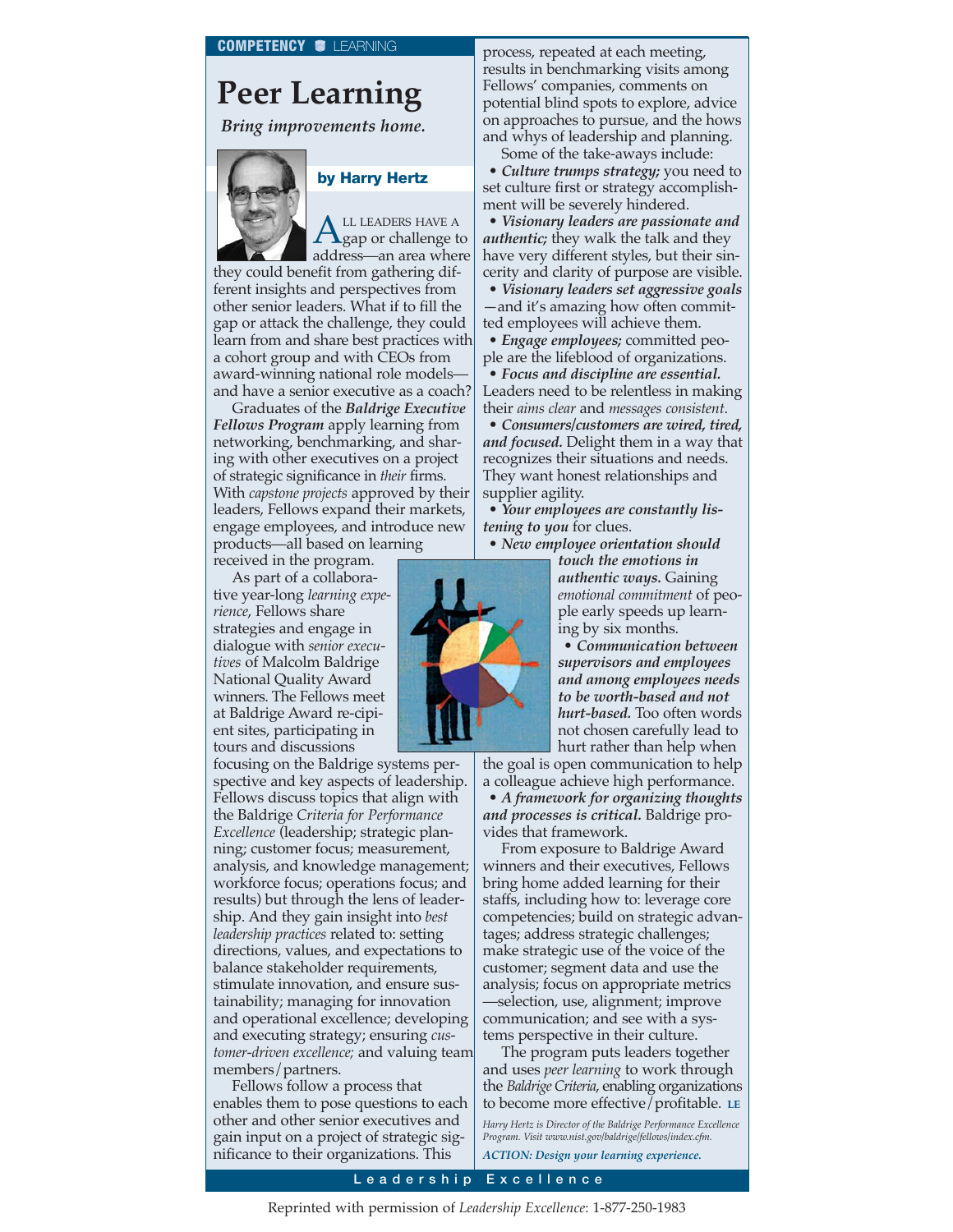COMPETENCY ■ LEARNING

# Peer Learning

***Bring improvements home.***

**by Harry Hertz**

All leaders have a gap or challenge to address—an area where they could benefit from gathering different insights and perspectives from other senior leaders. What if to fill the gap or attack the challenge, they could learn from and share best practices with a cohort group and with CEOs from award-winning national role models—and have a senior executive as a coach?

Graduates of the ***Baldrige Executive Fellows Program*** apply learning from networking, benchmarking, and sharing with other executives on a project of strategic significance in *their* firms. With *capstone projects* approved by their leaders, Fellows expand their markets, engage employees, and introduce new products—all based on learning received in the program.

As part of a collaborative year-long *learning experience*, Fellows share strategies and engage in dialogue with *senior executives* of Malcolm Baldrige National Quality Award winners. The Fellows meet at Baldrige Award re-cipient sites, participating in tours and discussions focusing on the Baldrige systems perspective and key aspects of leadership. Fellows discuss topics that align with the Baldrige *Criteria for Performance Excellence* (leadership; strategic planning; customer focus; measurement, analysis, and knowledge management; workforce focus; operations focus; and results) but through the lens of leadership. And they gain insight into *best leadership practices* related to: setting directions, values, and expectations to balance stakeholder requirements, stimulate innovation, and ensure sustainability; managing for innovation and operational excellence; developing and executing strategy; ensuring *customer-driven excellence;* and valuing team members/partners.

Fellows follow a process that enables them to pose questions to each other and other senior executives and gain input on a project of strategic significance to their organizations. This process, repeated at each meeting, results in benchmarking visits among Fellows' companies, comments on potential blind spots to explore, advice on approaches to pursue, and the hows and whys of leadership and planning.

Some of the take-aways include:

- ***Culture trumps strategy;*** you need to set culture first or strategy accomplishment will be severely hindered.
- ***Visionary leaders are passionate and authentic;*** they walk the talk and they have very different styles, but their sincerity and clarity of purpose are visible.
- ***Visionary leaders set aggressive goals*** —and it's amazing how often committed employees will achieve them.
- ***Engage employees;*** committed people are the lifeblood of organizations.
- ***Focus and discipline are essential.*** Leaders need to be relentless in making their *aims clear* and *messages consistent*.
- ***Consumers/customers are wired, tired, and focused.*** Delight them in a way that recognizes their situations and needs. They want honest relationships and supplier agility.
- ***Your employees are constantly listening to you*** for clues.
- ***New employee orientation should touch the emotions in authentic ways.*** Gaining *emotional commitment* of people early speeds up learning by six months.
- ***Communication between supervisors and employees and among employees needs to be worth-based and not hurt-based.*** Too often words not chosen carefully lead to hurt rather than help when the goal is open communication to help a colleague achieve high performance.
- ***A framework for organizing thoughts and processes is critical.*** Baldrige provides that framework.

From exposure to Baldrige Award winners and their executives, Fellows bring home added learning for their staffs, including how to: leverage core competencies; build on strategic advantages; address strategic challenges; make strategic use of the voice of the customer; segment data and use the analysis; focus on appropriate metrics —selection, use, alignment; improve communication; and see with a systems perspective in their culture.

The program puts leaders together and uses *peer learning* to work through the *Baldrige Criteria*, enabling organizations to become more effective/profitable. **LE**

*Harry Hertz is Director of the Baldrige Performance Excellence Program. Visit www.nist.gov/baldrige/fellows/index.cfm.*

***ACTION: Design your learning experience.***

Reprinted with permission of *Leadership Excellence*: 1-877-250-1983